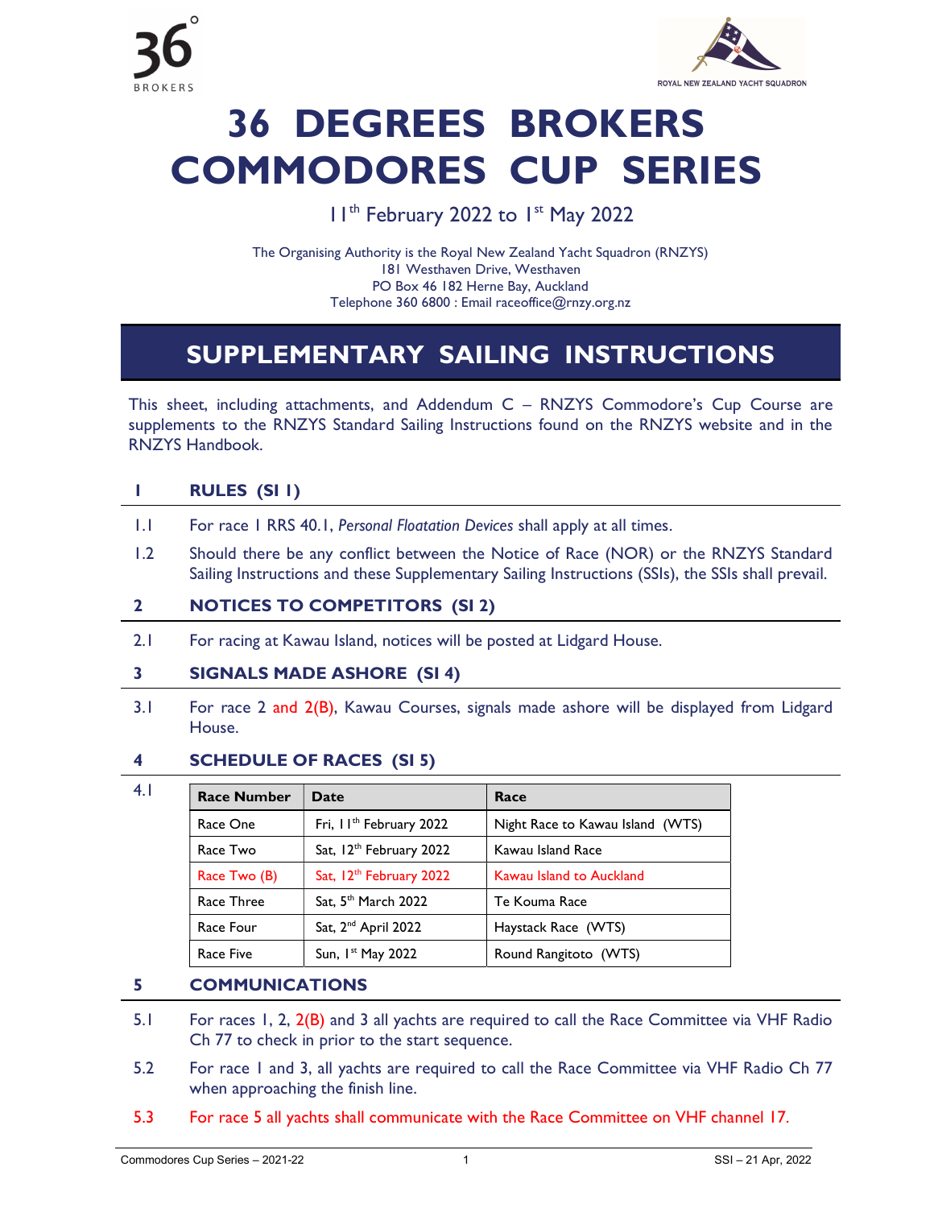36° BROKERS

ROYAL NEW ZEALAND YACHT SQUADRON

# 36 DEGREES BROKERS COMMODORES CUP SERIES

11th February 2022 to 1st May 2022

The Organising Authority is the Royal New Zealand Yacht Squadron (RNZYS)
181 Westhaven Drive, Westhaven
PO Box 46 182 Herne Bay, Auckland
Telephone 360 6800 : Email raceoffice@rnzy.org.nz

## SUPPLEMENTARY SAILING INSTRUCTIONS

This sheet, including attachments, and Addendum C – RNZYS Commodore's Cup Course are supplements to the RNZYS Standard Sailing Instructions found on the RNZYS website and in the RNZYS Handbook.

### 1 RULES (SI 1)

1.1 For race 1 RRS 40.1, *Personal Floatation Devices* shall apply at all times.

1.2 Should there be any conflict between the Notice of Race (NOR) or the RNZYS Standard Sailing Instructions and these Supplementary Sailing Instructions (SSIs), the SSIs shall prevail.

### 2 NOTICES TO COMPETITORS (SI 2)

2.1 For racing at Kawau Island, notices will be posted at Lidgard House.

### 3 SIGNALS MADE ASHORE (SI 4)

3.1 For race 2 and 2(B), Kawau Courses, signals made ashore will be displayed from Lidgard House.

### 4 SCHEDULE OF RACES (SI 5)

4.1

| Race Number | Date | Race |
|---|---|---|
| Race One | Fri, 11th February 2022 | Night Race to Kawau Island (WTS) |
| Race Two | Sat, 12th February 2022 | Kawau Island Race |
| Race Two (B) | Sat, 12th February 2022 | Kawau Island to Auckland |
| Race Three | Sat, 5th March 2022 | Te Kouma Race |
| Race Four | Sat, 2nd April 2022 | Haystack Race (WTS) |
| Race Five | Sun, 1st May 2022 | Round Rangitoto (WTS) |

### 5 COMMUNICATIONS

5.1 For races 1, 2, 2(B) and 3 all yachts are required to call the Race Committee via VHF Radio Ch 77 to check in prior to the start sequence.

5.2 For race 1 and 3, all yachts are required to call the Race Committee via VHF Radio Ch 77 when approaching the finish line.

5.3 For race 5 all yachts shall communicate with the Race Committee on VHF channel 17.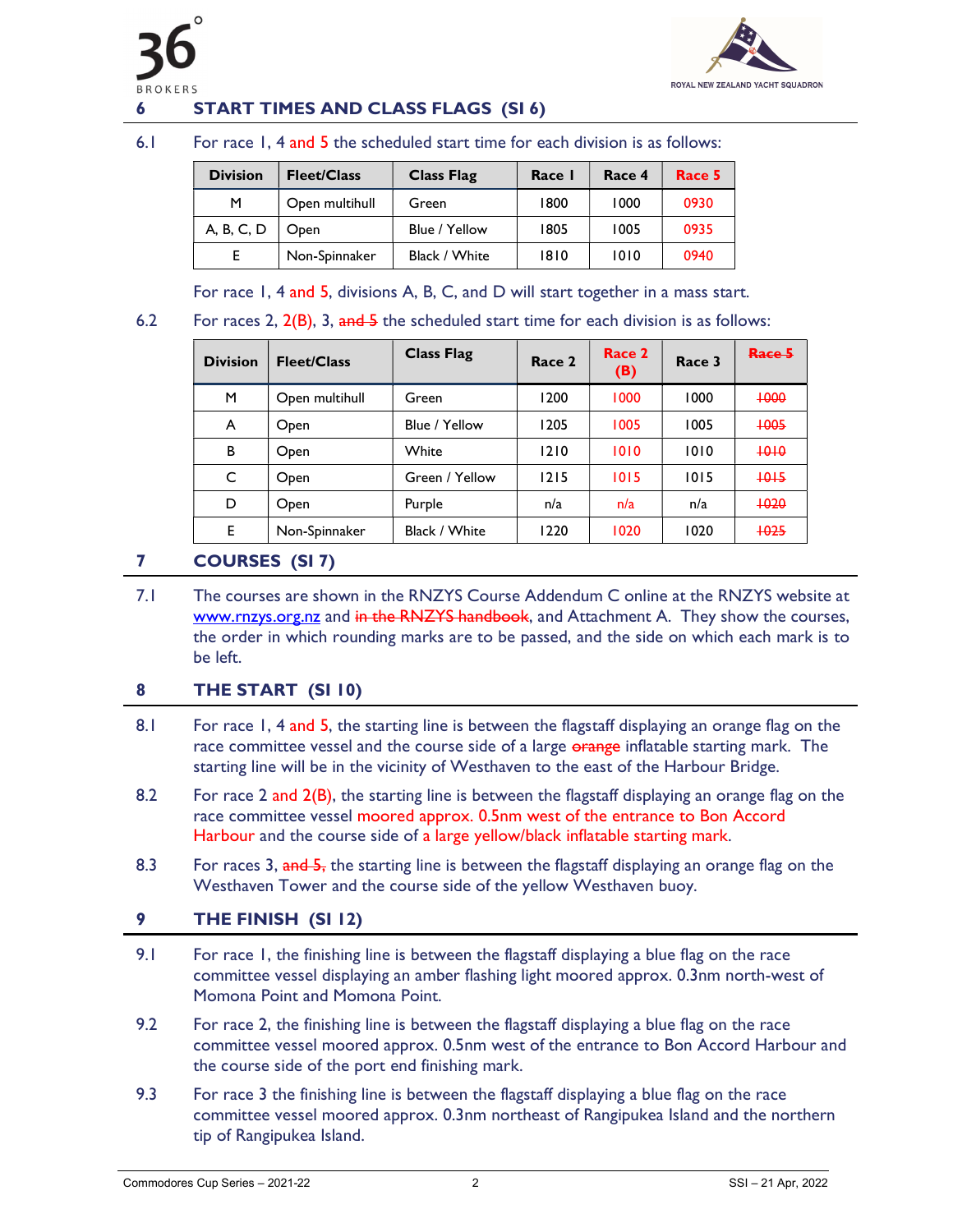## 6 START TIMES AND CLASS FLAGS (SI 6)

6.1 For race 1, 4 and 5 the scheduled start time for each division is as follows:

| Division | Fleet/Class | Class Flag | Race 1 | Race 4 | Race 5 |
|---|---|---|---|---|---|
| M | Open multihull | Green | 1800 | 1000 | 0930 |
| A, B, C, D | Open | Blue / Yellow | 1805 | 1005 | 0935 |
| E | Non-Spinnaker | Black / White | 1810 | 1010 | 0940 |

For race 1, 4 and 5, divisions A, B, C, and D will start together in a mass start.

6.2 For races 2, 2(B), 3, ~~and 5~~ the scheduled start time for each division is as follows:

| Division | Fleet/Class | Class Flag | Race 2 | Race 2 (B) | Race 3 | ~~Race 5~~ |
|---|---|---|---|---|---|---|
| M | Open multihull | Green | 1200 | 1000 | 1000 | ~~1000~~ |
| A | Open | Blue / Yellow | 1205 | 1005 | 1005 | ~~1005~~ |
| B | Open | White | 1210 | 1010 | 1010 | ~~1010~~ |
| C | Open | Green / Yellow | 1215 | 1015 | 1015 | ~~1015~~ |
| D | Open | Purple | n/a | n/a | n/a | ~~1020~~ |
| E | Non-Spinnaker | Black / White | 1220 | 1020 | 1020 | ~~1025~~ |

## 7 COURSES (SI 7)

7.1 The courses are shown in the RNZYS Course Addendum C online at the RNZYS website at www.rnzys.org.nz and ~~in the RNZYS handbook~~, and Attachment A. They show the courses, the order in which rounding marks are to be passed, and the side on which each mark is to be left.

## 8 THE START (SI 10)

8.1 For race 1, 4 and 5, the starting line is between the flagstaff displaying an orange flag on the race committee vessel and the course side of a large ~~orange~~ inflatable starting mark. The starting line will be in the vicinity of Westhaven to the east of the Harbour Bridge.

8.2 For race 2 and 2(B), the starting line is between the flagstaff displaying an orange flag on the race committee vessel moored approx. 0.5nm west of the entrance to Bon Accord Harbour and the course side of a large yellow/black inflatable starting mark.

8.3 For races 3, ~~and 5,~~ the starting line is between the flagstaff displaying an orange flag on the Westhaven Tower and the course side of the yellow Westhaven buoy.

## 9 THE FINISH (SI 12)

9.1 For race 1, the finishing line is between the flagstaff displaying a blue flag on the race committee vessel displaying an amber flashing light moored approx. 0.3nm north-west of Momona Point and Momona Point.

9.2 For race 2, the finishing line is between the flagstaff displaying a blue flag on the race committee vessel moored approx. 0.5nm west of the entrance to Bon Accord Harbour and the course side of the port end finishing mark.

9.3 For race 3 the finishing line is between the flagstaff displaying a blue flag on the race committee vessel moored approx. 0.3nm northeast of Rangipukea Island and the northern tip of Rangipukea Island.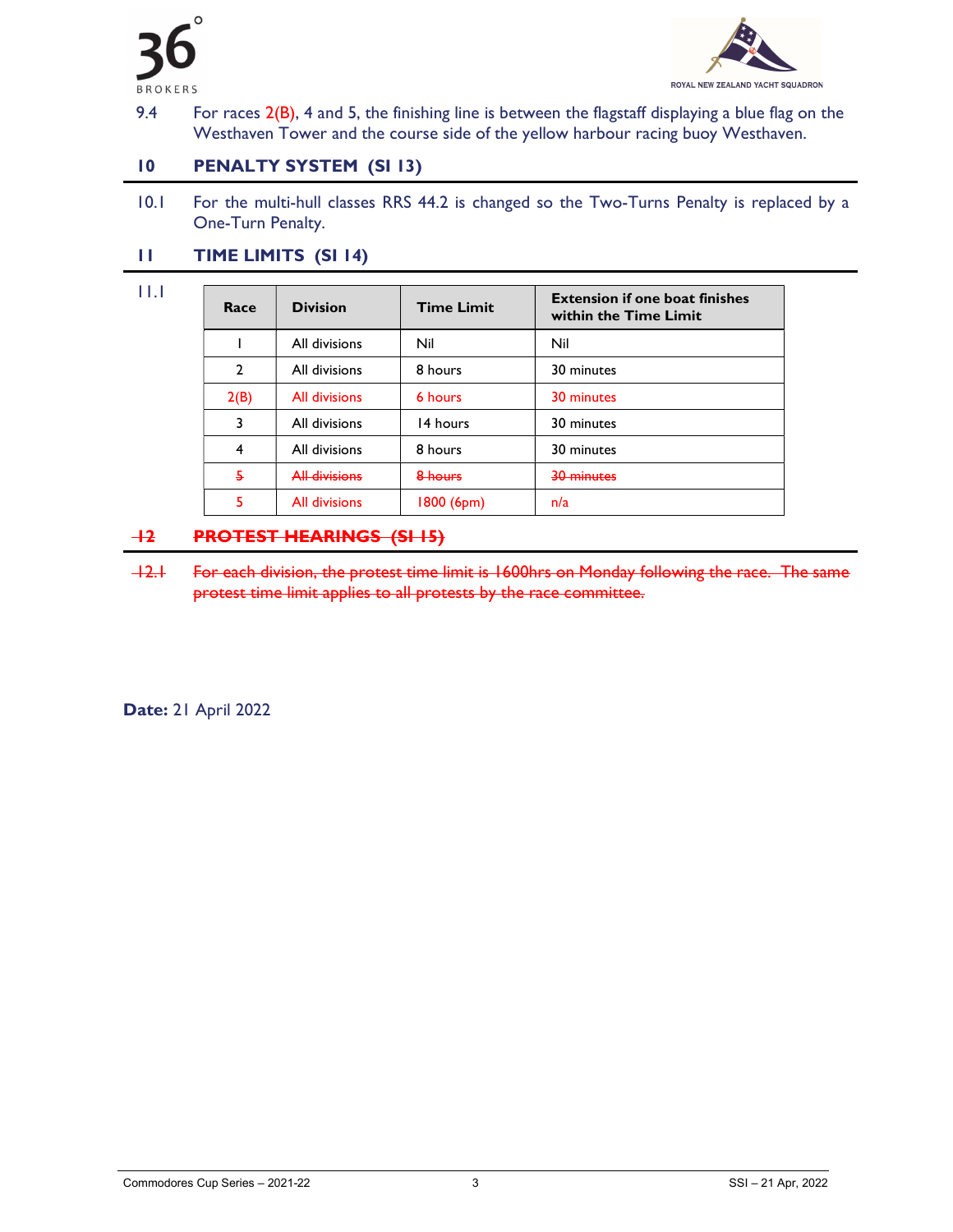9.4 For races 2(B), 4 and 5, the finishing line is between the flagstaff displaying a blue flag on the Westhaven Tower and the course side of the yellow harbour racing buoy Westhaven.

## 10 PENALTY SYSTEM (SI 13)

10.1 For the multi-hull classes RRS 44.2 is changed so the Two-Turns Penalty is replaced by a One-Turn Penalty.

## 11 TIME LIMITS (SI 14)

11.1

| Race | Division | Time Limit | Extension if one boat finishes within the Time Limit |
|---|---|---|---|
| 1 | All divisions | Nil | Nil |
| 2 | All divisions | 8 hours | 30 minutes |
| 2(B) | All divisions | 6 hours | 30 minutes |
| 3 | All divisions | 14 hours | 30 minutes |
| 4 | All divisions | 8 hours | 30 minutes |
| ~~5~~ | ~~All divisions~~ | ~~8 hours~~ | ~~30 minutes~~ |
| 5 | All divisions | 1800 (6pm) | n/a |

## ~~12 PROTEST HEARINGS (SI 15)~~

~~12.1 For each division, the protest time limit is 1600hrs on Monday following the race. The same protest time limit applies to all protests by the race committee.~~

**Date:** 21 April 2022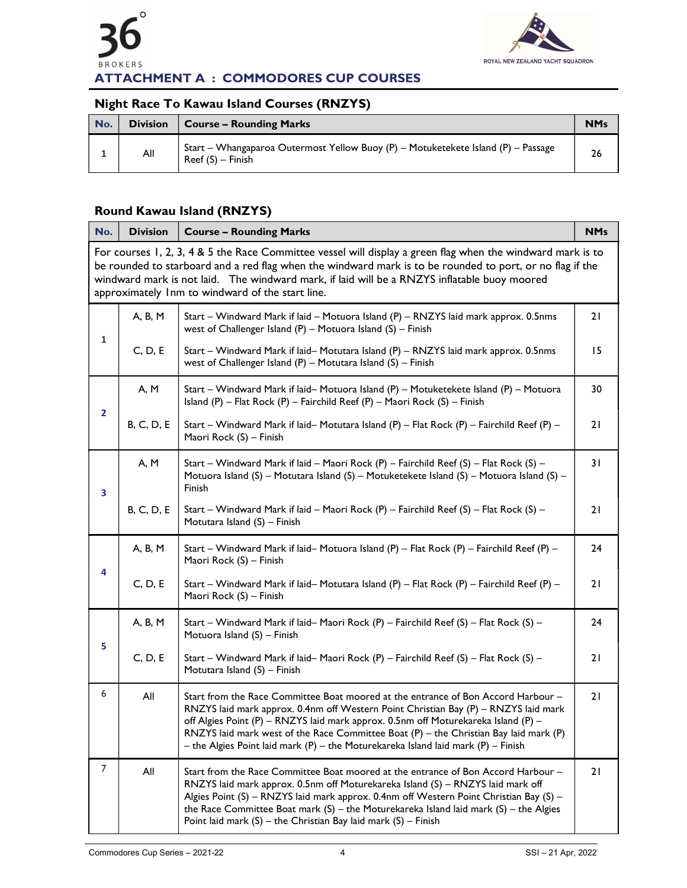# ATTACHMENT A : COMMODORES CUP COURSES

## Night Race To Kawau Island Courses (RNZYS)

| No. | Division | Course – Rounding Marks | NMs |
|---|---|---|---|
| 1 | All | Start – Whangaparoa Outermost Yellow Buoy (P) – Motuketekete Island (P) – Passage Reef (S) – Finish | 26 |

## Round Kawau Island (RNZYS)

| No. | Division | Course – Rounding Marks | NMs |
|---|---|---|---|
| For courses 1, 2, 3, 4 & 5 the Race Committee vessel will display a green flag when the windward mark is to be rounded to starboard and a red flag when the windward mark is to be rounded to port, or no flag if the windward mark is not laid. The windward mark, if laid will be a RNZYS inflatable buoy moored approximately 1nm to windward of the start line. | | | |
| 1 | A, B, M | Start – Windward Mark if laid – Motuora Island (P) – RNZYS laid mark approx. 0.5nms west of Challenger Island (P) – Motuora Island (S) – Finish | 21 |
| | C, D, E | Start – Windward Mark if laid– Motutara Island (P) – RNZYS laid mark approx. 0.5nms west of Challenger Island (P) – Motutara Island (S) – Finish | 15 |
| 2 | A, M | Start – Windward Mark if laid– Motuora Island (P) – Motuketekete Island (P) – Motuora Island (P) – Flat Rock (P) – Fairchild Reef (P) – Maori Rock (S) – Finish | 30 |
| | B, C, D, E | Start – Windward Mark if laid– Motutara Island (P) – Flat Rock (P) – Fairchild Reef (P) – Maori Rock (S) – Finish | 21 |
| 3 | A, M | Start – Windward Mark if laid – Maori Rock (P) – Fairchild Reef (S) – Flat Rock (S) – Motuora Island (S) – Motutara Island (S) – Motuketekete Island (S) – Motuora Island (S) – Finish | 31 |
| | B, C, D, E | Start – Windward Mark if laid – Maori Rock (P) – Fairchild Reef (S) – Flat Rock (S) – Motutara Island (S) – Finish | 21 |
| 4 | A, B, M | Start – Windward Mark if laid– Motuora Island (P) – Flat Rock (P) – Fairchild Reef (P) – Maori Rock (S) – Finish | 24 |
| | C, D, E | Start – Windward Mark if laid– Motutara Island (P) – Flat Rock (P) – Fairchild Reef (P) – Maori Rock (S) – Finish | 21 |
| 5 | A, B, M | Start – Windward Mark if laid– Maori Rock (P) – Fairchild Reef (S) – Flat Rock (S) – Motuora Island (S) – Finish | 24 |
| | C, D, E | Start – Windward Mark if laid– Maori Rock (P) – Fairchild Reef (S) – Flat Rock (S) – Motutara Island (S) – Finish | 21 |
| 6 | All | Start from the Race Committee Boat moored at the entrance of Bon Accord Harbour – RNZYS laid mark approx. 0.4nm off Western Point Christian Bay (P) – RNZYS laid mark off Algies Point (P) – RNZYS laid mark approx. 0.5nm off Moturekareka Island (P) – RNZYS laid mark west of the Race Committee Boat (P) – the Christian Bay laid mark (P) – the Algies Point laid mark (P) – the Moturekareka Island laid mark (P) – Finish | 21 |
| 7 | All | Start from the Race Committee Boat moored at the entrance of Bon Accord Harbour – RNZYS laid mark approx. 0.5nm off Moturekareka Island (S) – RNZYS laid mark off Algies Point (S) – RNZYS laid mark approx. 0.4nm off Western Point Christian Bay (S) – the Race Committee Boat mark (S) – the Moturekareka Island laid mark (S) – the Algies Point laid mark (S) – the Christian Bay laid mark (S) – Finish | 21 |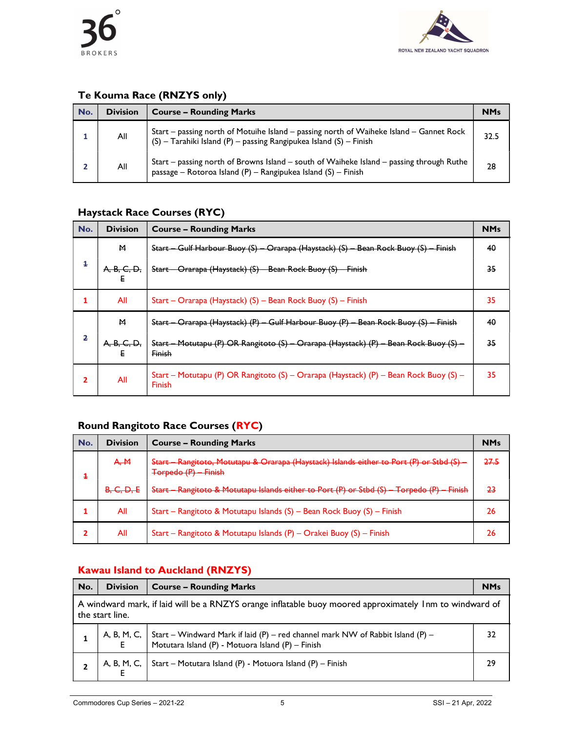### Te Kouma Race (RNZYS only)

| No. | Division | Course – Rounding Marks | NMs |
|---|---|---|---|
| 1 | All | Start – passing north of Motuihe Island – passing north of Waiheke Island – Gannet Rock (S) – Tarahiki Island (P) – passing Rangipukea Island (S) – Finish | 32.5 |
| 2 | All | Start – passing north of Browns Island – south of Waiheke Island – passing through Ruthe passage – Rotoroa Island (P) – Rangipukea Island (S) – Finish | 28 |

### Haystack Race Courses (RYC)

| No. | Division | Course – Rounding Marks | NMs |
|---|---|---|---|
| ~~1~~ | ~~M~~ | ~~Start – Gulf Harbour Buoy (S) – Orarapa (Haystack) (S) – Bean Rock Buoy (S) – Finish~~ | ~~40~~ |
| | ~~A, B, C, D, E~~ | ~~Start – Orarapa (Haystack) (S) – Bean Rock Buoy (S) – Finish~~ | ~~35~~ |
| 1 | All | Start – Orarapa (Haystack) (S) – Bean Rock Buoy (S) – Finish | 35 |
| ~~2~~ | ~~M~~ | ~~Start – Orarapa (Haystack) (P) – Gulf Harbour Buoy (P) – Bean Rock Buoy (S) – Finish~~ | ~~40~~ |
| | ~~A, B, C, D, E~~ | ~~Start – Motutapu (P) OR Rangitoto (S) – Orarapa (Haystack) (P) – Bean Rock Buoy (S) – Finish~~ | ~~35~~ |
| 2 | All | Start – Motutapu (P) OR Rangitoto (S) – Orarapa (Haystack) (P) – Bean Rock Buoy (S) – Finish | 35 |

### Round Rangitoto Race Courses (RYC)

| No. | Division | Course – Rounding Marks | NMs |
|---|---|---|---|
| ~~1~~ | ~~A, M~~ | ~~Start – Rangitoto, Motutapu & Orarapa (Haystack) Islands either to Port (P) or Stbd (S) – Torpedo (P) – Finish~~ | ~~27.5~~ |
| | ~~B, C, D, E~~ | ~~Start – Rangitoto & Motutapu Islands either to Port (P) or Stbd (S) – Torpedo (P) – Finish~~ | ~~23~~ |
| 1 | All | Start – Rangitoto & Motutapu Islands (S) – Bean Rock Buoy (S) – Finish | 26 |
| 2 | All | Start – Rangitoto & Motutapu Islands (P) – Orakei Buoy (S) – Finish | 26 |

### Kawau Island to Auckland (RNZYS)

| No. | Division | Course – Rounding Marks | NMs |
|---|---|---|---|
| A windward mark, if laid will be a RNZYS orange inflatable buoy moored approximately 1nm to windward of the start line. | | | |
| 1 | A, B, M, C, E | Start – Windward Mark if laid (P) – red channel mark NW of Rabbit Island (P) – Motutara Island (P) - Motuora Island (P) – Finish | 32 |
| 2 | A, B, M, C, E | Start – Motutara Island (P) - Motuora Island (P) – Finish | 29 |